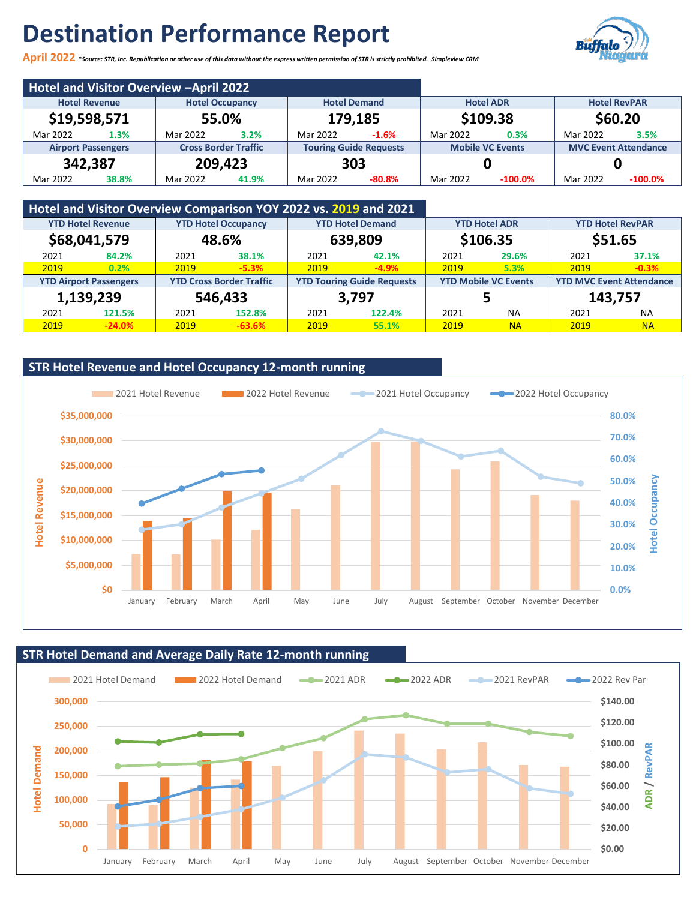# Destination Performance Report

**April 2022** *\*Source: STR, Inc. Republication or other use of this data without the express written permission of STR is strictly prohibited. Simpleview CRM*

## Hotel and Visitor Overview –April 2022

| Hotel Revenue | | Hotel Occupancy | | Hotel Demand | | Hotel ADR | | Hotel RevPAR | |
|---|---|---|---|---|---|---|---|---|---|
| **$19,598,571** | | **55.0%** | | **179,185** | | **$109.38** | | **$60.20** | |
| Mar 2022 | 1.3% | Mar 2022 | 3.2% | Mar 2022 | -1.6% | Mar 2022 | 0.3% | Mar 2022 | 3.5% |
| **Airport Passengers** | | **Cross Border Traffic** | | **Touring Guide Requests** | | **Mobile VC Events** | | **MVC Event Attendance** | |
| **342,387** | | **209,423** | | **303** | | **0** | | **0** | |
| Mar 2022 | 38.8% | Mar 2022 | 41.9% | Mar 2022 | -80.8% | Mar 2022 | -100.0% | Mar 2022 | -100.0% |

## Hotel and Visitor Overview Comparison YOY 2022 vs. 2019 and 2021

| YTD Hotel Revenue | | YTD Hotel Occupancy | | YTD Hotel Demand | | YTD Hotel ADR | | YTD Hotel RevPAR | |
|---|---|---|---|---|---|---|---|---|---|
| **$68,041,579** | | **48.6%** | | **639,809** | | **$106.35** | | **$51.65** | |
| 2021 | 84.2% | 2021 | 38.1% | 2021 | 42.1% | 2021 | 29.6% | 2021 | 37.1% |
| 2019 | 0.2% | 2019 | -5.3% | 2019 | -4.9% | 2019 | 5.3% | 2019 | -0.3% |
| **YTD Airport Passengers** | | **YTD Cross Border Traffic** | | **YTD Touring Guide Requests** | | **YTD Mobile VC Events** | | **YTD MVC Event Attendance** | |
| **1,139,239** | | **546,433** | | **3,797** | | **5** | | **143,757** | |
| 2021 | 121.5% | 2021 | 152.8% | 2021 | 122.4% | 2021 | NA | 2021 | NA |
| 2019 | -24.0% | 2019 | -63.6% | 2019 | 55.1% | 2019 | NA | 2019 | NA |

## STR Hotel Revenue and Hotel Occupancy 12-month running

Legend: 2021 Hotel Revenue, 2022 Hotel Revenue, 2021 Hotel Occupancy, 2022 Hotel Occupancy

Hotel Revenue axis: $0 – $35,000,000; Hotel Occupancy axis: 0.0% – 80.0%

Months: January, February, March, April, May, June, July, August, September, October, November, December

## STR Hotel Demand and Average Daily Rate 12-month running

Legend: 2021 Hotel Demand, 2022 Hotel Demand, 2021 ADR, 2022 ADR, 2021 RevPAR, 2022 Rev Par

Hotel Demand axis: 0 – 300,000; ADR / RevPAR axis: $0.00 – $140.00

Months: January, February, March, April, May, June, July, August, September, October, November, December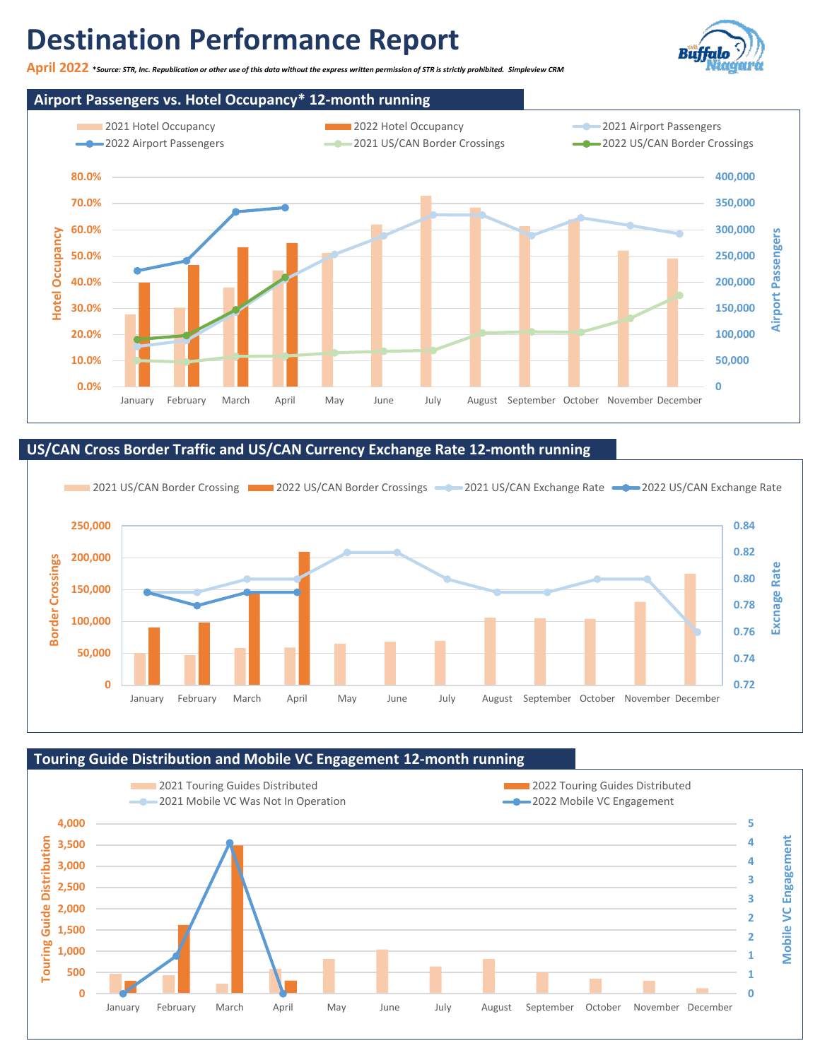# Destination Performance Report

**April 2022** ***Source: STR, Inc. Republication or other use of this data without the express written permission of STR is strictly prohibited. Simpleview CRM**

## Airport Passengers vs. Hotel Occupancy* 12-month running

2021 Hotel Occupancy | 2022 Hotel Occupancy | 2021 Airport Passengers | 2022 Airport Passengers | 2021 US/CAN Border Crossings | 2022 US/CAN Border Crossings

Hotel Occupancy: 0.0% – 80.0%
Airport Passengers: 0 – 400,000

January, February, March, April, May, June, July, August, September, October, November, December

## US/CAN Cross Border Traffic and US/CAN Currency Exchange Rate 12-month running

2021 US/CAN Border Crossing | 2022 US/CAN Border Crossings | 2021 US/CAN Exchange Rate | 2022 US/CAN Exchange Rate

Border Crossings: 0 – 250,000
Excnage Rate: 0.72 – 0.84

January, February, March, April, May, June, July, August, September, October, November, December

## Touring Guide Distribution and Mobile VC Engagement 12-month running

2021 Touring Guides Distributed | 2022 Touring Guides Distributed | 2021 Mobile VC Was Not In Operation | 2022 Mobile VC Engagement

Touring Guide Distribution: 0 – 4,000
Mobile VC Engagement: 0 – 5

January, February, March, April, May, June, July, August, September, October, November, December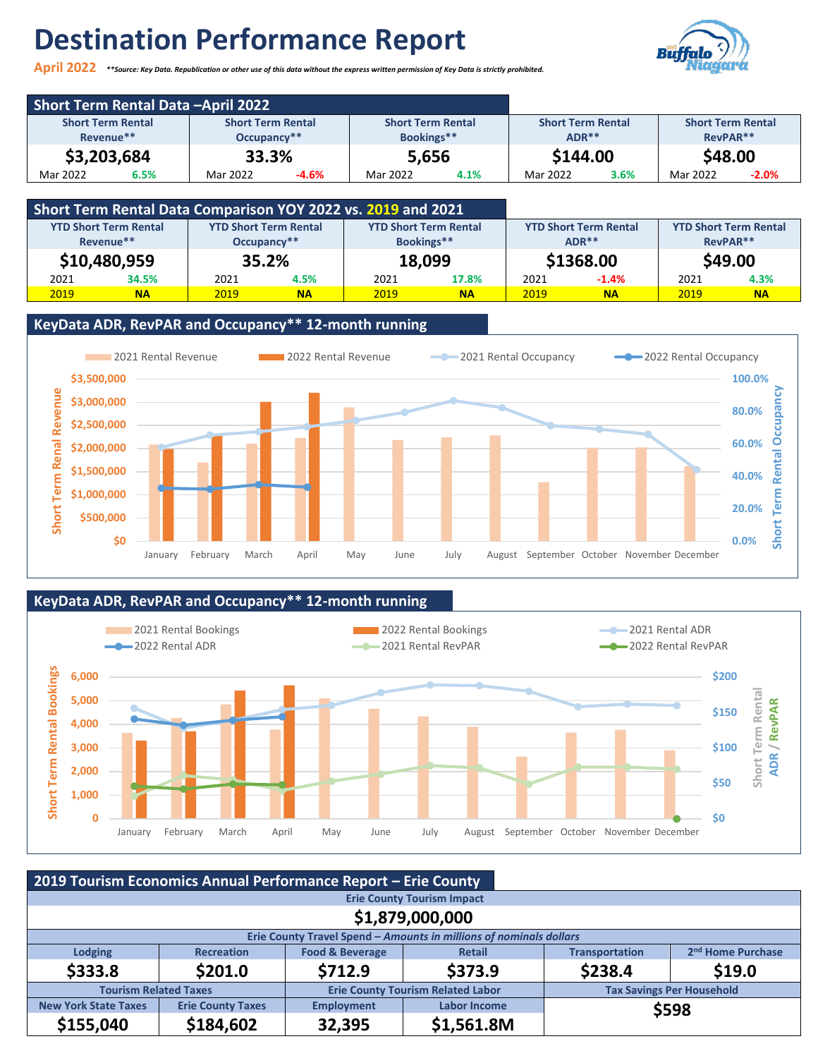# Destination Performance Report

**April 2022** ***Source: Key Data. Republication or other use of this data without the express written permission of Key Data is strictly prohibited.*

## Short Term Rental Data –April 2022

| Short Term Rental Revenue** | | Short Term Rental Occupancy** | | Short Term Rental Bookings** | | Short Term Rental ADR** | | Short Term Rental RevPAR** | |
|---|---|---|---|---|---|---|---|---|---|
| **$3,203,684** | | **33.3%** | | **5,656** | | **$144.00** | | **$48.00** | |
| Mar 2022 | 6.5% | Mar 2022 | -4.6% | Mar 2022 | 4.1% | Mar 2022 | 3.6% | Mar 2022 | -2.0% |

## Short Term Rental Data Comparison YOY 2022 vs. 2019 and 2021

| YTD Short Term Rental Revenue** | | YTD Short Term Rental Occupancy** | | YTD Short Term Rental Bookings** | | YTD Short Term Rental ADR** | | YTD Short Term Rental RevPAR** | |
|---|---|---|---|---|---|---|---|---|---|
| **$10,480,959** | | **35.2%** | | **18,099** | | **$1368.00** | | **$49.00** | |
| 2021 | 34.5% | 2021 | 4.5% | 2021 | 17.8% | 2021 | -1.4% | 2021 | 4.3% |
| 2019 | NA | 2019 | NA | 2019 | NA | 2019 | NA | 2019 | NA |

## KeyData ADR, RevPAR and Occupancy** 12-month running

## KeyData ADR, RevPAR and Occupancy** 12-month running

## 2019 Tourism Economics Annual Performance Report – Erie County

| Erie County Tourism Impact | | | | | |
|---|---|---|---|---|---|
| **$1,879,000,000** | | | | | |
| **Erie County Travel Spend** – *Amounts in millions of nominals dollars* | | | | | |
| Lodging | Recreation | Food & Beverage | Retail | Transportation | 2nd Home Purchase |
| **$333.8** | **$201.0** | **$712.9** | **$373.9** | **$238.4** | **$19.0** |
| Tourism Related Taxes | | Erie County Tourism Related Labor | | Tax Savings Per Household | |
| New York State Taxes | Erie County Taxes | Employment | Labor Income | **$598** | |
| **$155,040** | **$184,602** | **32,395** | **$1,561.8M** | | |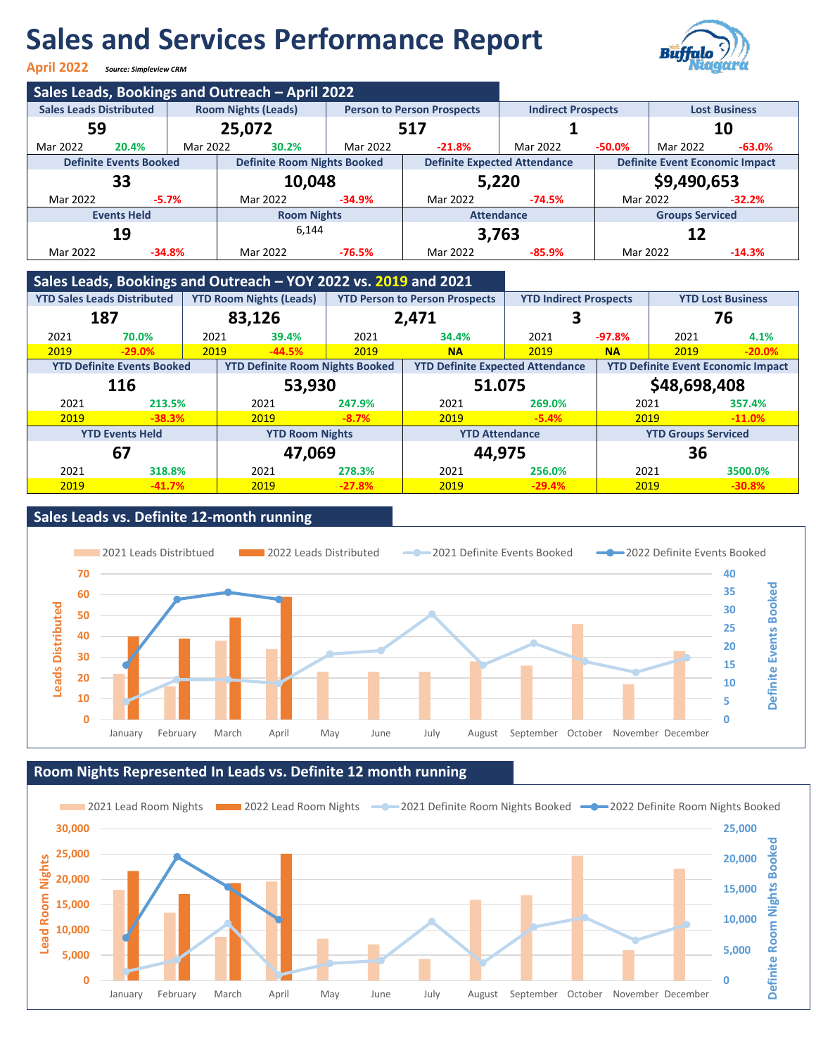# Sales and Services Performance Report

**April 2022** *Source: Simpleview CRM*

## Sales Leads, Bookings and Outreach – April 2022

| Sales Leads Distributed | | Room Nights (Leads) | | Person to Person Prospects | | Indirect Prospects | | Lost Business | |
|---|---|---|---|---|---|---|---|---|---|
| 59 | | 25,072 | | 517 | | 1 | | 10 | |
| Mar 2022 | 20.4% | Mar 2022 | 30.2% | Mar 2022 | -21.8% | Mar 2022 | -50.0% | Mar 2022 | -63.0% |

| Definite Events Booked | | Definite Room Nights Booked | | Definite Expected Attendance | | Definite Event Economic Impact | |
|---|---|---|---|---|---|---|---|
| 33 | | 10,048 | | 5,220 | | $9,490,653 | |
| Mar 2022 | -5.7% | Mar 2022 | -34.9% | Mar 2022 | -74.5% | Mar 2022 | -32.2% |

| Events Held | | Room Nights | | Attendance | | Groups Serviced | |
|---|---|---|---|---|---|---|---|
| 19 | | 6,144 | | 3,763 | | 12 | |
| Mar 2022 | -34.8% | Mar 2022 | -76.5% | Mar 2022 | -85.9% | Mar 2022 | -14.3% |

## Sales Leads, Bookings and Outreach – YOY 2022 vs. 2019 and 2021

| YTD Sales Leads Distributed | | YTD Room Nights (Leads) | | YTD Person to Person Prospects | | YTD Indirect Prospects | | YTD Lost Business | |
|---|---|---|---|---|---|---|---|---|---|
| 187 | | 83,126 | | 2,471 | | 3 | | 76 | |
| 2021 | 70.0% | 2021 | 39.4% | 2021 | 34.4% | 2021 | -97.8% | 2021 | 4.1% |
| 2019 | -29.0% | 2019 | -44.5% | 2019 | NA | 2019 | NA | 2019 | -20.0% |

| YTD Definite Events Booked | | YTD Definite Room Nights Booked | | YTD Definite Expected Attendance | | YTD Definite Event Economic Impact | |
|---|---|---|---|---|---|---|---|
| 116 | | 53,930 | | 51.075 | | $48,698,408 | |
| 2021 | 213.5% | 2021 | 247.9% | 2021 | 269.0% | 2021 | 357.4% |
| 2019 | -38.3% | 2019 | -8.7% | 2019 | -5.4% | 2019 | -11.0% |

| YTD Events Held | | YTD Room Nights | | YTD Attendance | | YTD Groups Serviced | |
|---|---|---|---|---|---|---|---|
| 67 | | 47,069 | | 44,975 | | 36 | |
| 2021 | 318.8% | 2021 | 278.3% | 2021 | 256.0% | 2021 | 3500.0% |
| 2019 | -41.7% | 2019 | -27.8% | 2019 | -29.4% | 2019 | -30.8% |

## Sales Leads vs. Definite 12-month running

## Room Nights Represented In Leads vs. Definite 12 month running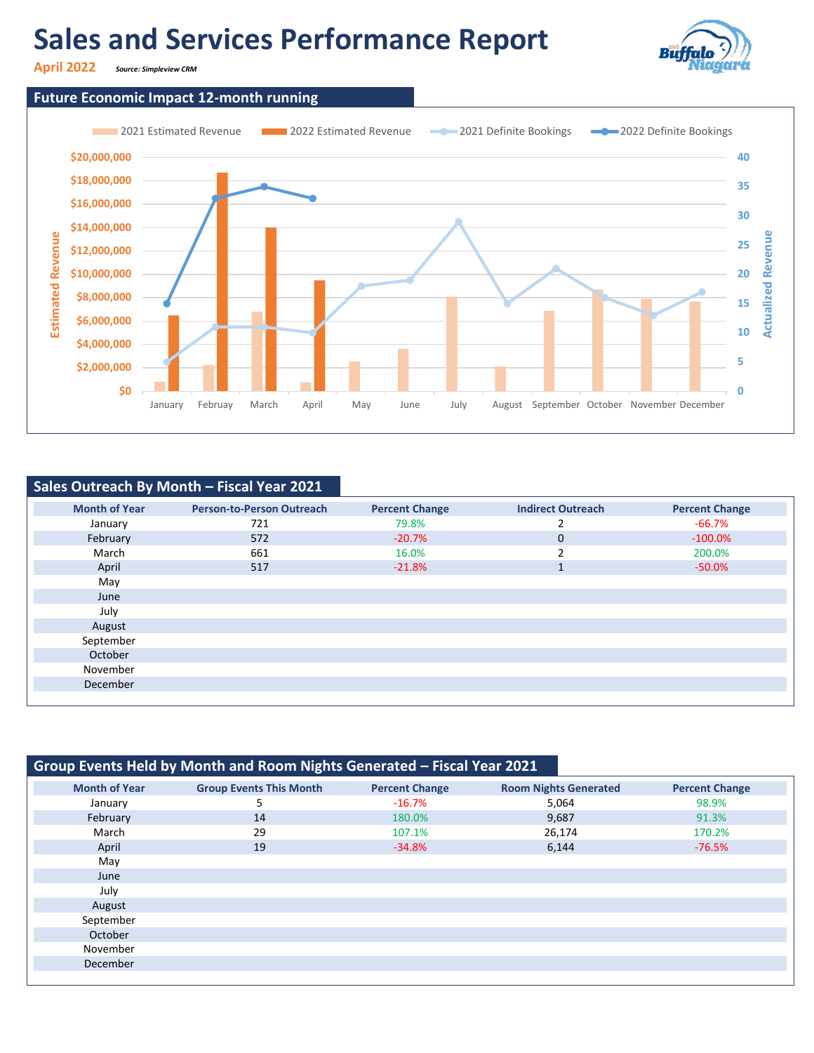# Sales and Services Performance Report

**April 2022** *Source: Simpleview CRM*

## Future Economic Impact 12-month running

2021 Estimated Revenue | 2022 Estimated Revenue | 2021 Definite Bookings | 2022 Definite Bookings

Estimated Revenue: $0, $2,000,000, $4,000,000, $6,000,000, $8,000,000, $10,000,000, $12,000,000, $14,000,000, $16,000,000, $18,000,000, $20,000,000

Actualized Revenue: 0, 5, 10, 15, 20, 25, 30, 35, 40

January, Februay, March, April, May, June, July, August, September, October, November, December

## Sales Outreach By Month – Fiscal Year 2021

| Month of Year | Person-to-Person Outreach | Percent Change | Indirect Outreach | Percent Change |
|---|---|---|---|---|
| January | 721 | 79.8% | 2 | -66.7% |
| February | 572 | -20.7% | 0 | -100.0% |
| March | 661 | 16.0% | 2 | 200.0% |
| April | 517 | -21.8% | 1 | -50.0% |
| May | | | | |
| June | | | | |
| July | | | | |
| August | | | | |
| September | | | | |
| October | | | | |
| November | | | | |
| December | | | | |

## Group Events Held by Month and Room Nights Generated – Fiscal Year 2021

| Month of Year | Group Events This Month | Percent Change | Room Nights Generated | Percent Change |
|---|---|---|---|---|
| January | 5 | -16.7% | 5,064 | 98.9% |
| February | 14 | 180.0% | 9,687 | 91.3% |
| March | 29 | 107.1% | 26,174 | 170.2% |
| April | 19 | -34.8% | 6,144 | -76.5% |
| May | | | | |
| June | | | | |
| July | | | | |
| August | | | | |
| September | | | | |
| October | | | | |
| November | | | | |
| December | | | | |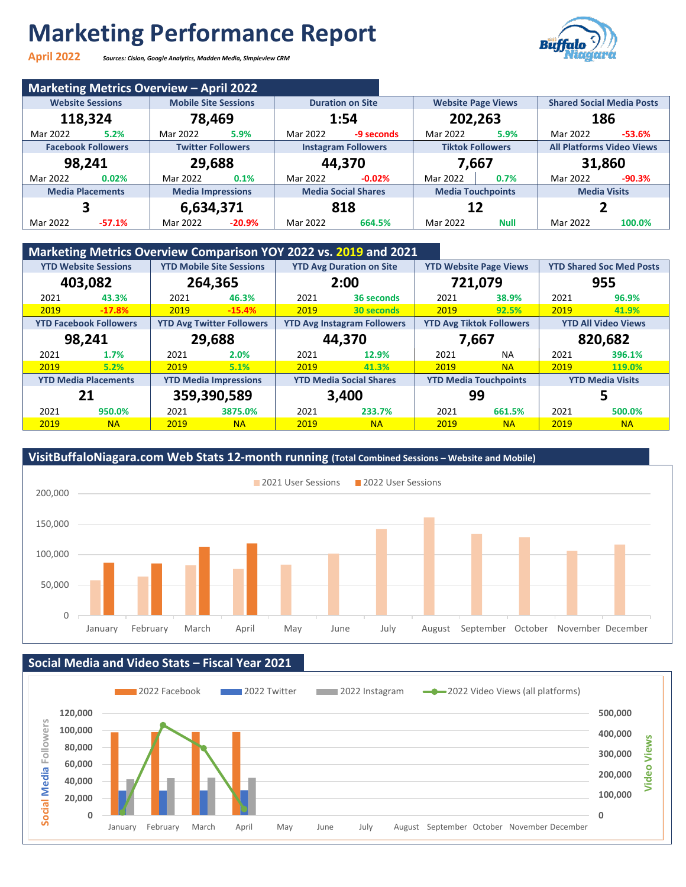# Marketing Performance Report

**April 2022** *Sources: Cision, Google Analytics, Madden Media, Simpleview CRM*

## Marketing Metrics Overview – April 2022

| Website Sessions | Mobile Site Sessions | Duration on Site | Website Page Views | Shared Social Media Posts |
|---|---|---|---|---|
| **118,324** | **78,469** | **1:54** | **202,263** | **186** |
| Mar 2022 5.2% | Mar 2022 5.9% | Mar 2022 -9 seconds | Mar 2022 5.9% | Mar 2022 -53.6% |
| **Facebook Followers** | **Twitter Followers** | **Instagram Followers** | **Tiktok Followers** | **All Platforms Video Views** |
| **98,241** | **29,688** | **44,370** | **7,667** | **31,860** |
| Mar 2022 0.02% | Mar 2022 0.1% | Mar 2022 -0.02% | Mar 2022 0.7% | Mar 2022 -90.3% |
| **Media Placements** | **Media Impressions** | **Media Social Shares** | **Media Touchpoints** | **Media Visits** |
| **3** | **6,634,371** | **818** | **12** | **2** |
| Mar 2022 -57.1% | Mar 2022 -20.9% | Mar 2022 664.5% | Mar 2022 Null | Mar 2022 100.0% |

## Marketing Metrics Overview Comparison YOY 2022 vs. 2019 and 2021

| YTD Website Sessions | YTD Mobile Site Sessions | YTD Avg Duration on Site | YTD Website Page Views | YTD Shared Soc Med Posts |
|---|---|---|---|---|
| **403,082** | **264,365** | **2:00** | **721,079** | **955** |
| 2021 43.3% | 2021 46.3% | 2021 36 seconds | 2021 38.9% | 2021 96.9% |
| 2019 -17.8% | 2019 -15.4% | 2019 30 seconds | 2019 92.5% | 2019 41.9% |
| **YTD Facebook Followers** | **YTD Avg Twitter Followers** | **YTD Avg Instagram Followers** | **YTD Avg Tiktok Followers** | **YTD All Video Views** |
| **98,241** | **29,688** | **44,370** | **7,667** | **820,682** |
| 2021 1.7% | 2021 2.0% | 2021 12.9% | 2021 NA | 2021 396.1% |
| 2019 5.2% | 2019 5.1% | 2019 41.3% | 2019 NA | 2019 119.0% |
| **YTD Media Placements** | **YTD Media Impressions** | **YTD Media Social Shares** | **YTD Media Touchpoints** | **YTD Media Visits** |
| **21** | **359,390,589** | **3,400** | **99** | **5** |
| 2021 950.0% | 2021 3875.0% | 2021 233.7% | 2021 661.5% | 2021 500.0% |
| 2019 NA | 2019 NA | 2019 NA | 2019 NA | 2019 NA |

## VisitBuffaloNiagara.com Web Stats 12-month running (Total Combined Sessions – Website and Mobile)

Legend: 2021 User Sessions, 2022 User Sessions

Y-axis: 0, 50,000, 100,000, 150,000, 200,000

X-axis: January, February, March, April, May, June, July, August, September, October, November, December

## Social Media and Video Stats – Fiscal Year 2021

Legend: 2022 Facebook, 2022 Twitter, 2022 Instagram, 2022 Video Views (all platforms)

Left axis (Social Media Followers): 0, 20,000, 40,000, 60,000, 80,000, 100,000, 120,000

Right axis (Video Views): 0, 100,000, 200,000, 300,000, 400,000, 500,000

X-axis: January, February, March, April, May, June, July, August, September, October, November, December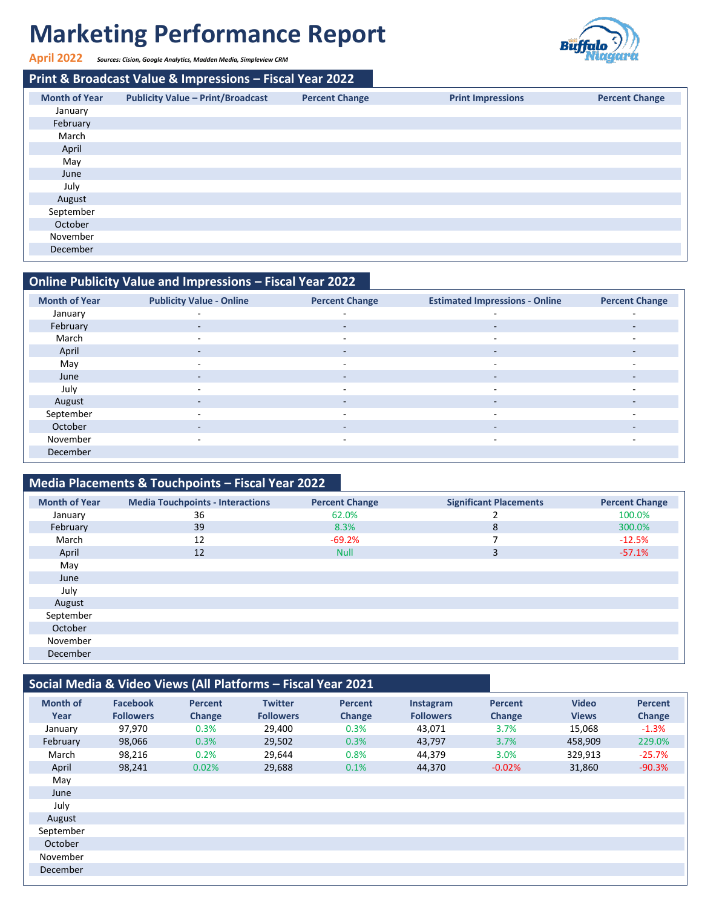# Marketing Performance Report

**April 2022** *Sources: Cision, Google Analytics, Madden Media, Simpleview CRM*

## Print & Broadcast Value & Impressions – Fiscal Year 2022

| Month of Year | Publicity Value – Print/Broadcast | Percent Change | Print Impressions | Percent Change |
|---|---|---|---|---|
| January | | | | |
| February | | | | |
| March | | | | |
| April | | | | |
| May | | | | |
| June | | | | |
| July | | | | |
| August | | | | |
| September | | | | |
| October | | | | |
| November | | | | |
| December | | | | |

## Online Publicity Value and Impressions – Fiscal Year 2022

| Month of Year | Publicity Value - Online | Percent Change | Estimated Impressions - Online | Percent Change |
|---|---|---|---|---|
| January | - | - | - | - |
| February | - | - | - | - |
| March | - | - | - | - |
| April | - | - | - | - |
| May | - | - | - | - |
| June | - | - | - | - |
| July | - | - | - | - |
| August | - | - | - | - |
| September | - | - | - | - |
| October | - | - | - | - |
| November | - | - | - | - |
| December | | | | |

## Media Placements & Touchpoints – Fiscal Year 2022

| Month of Year | Media Touchpoints - Interactions | Percent Change | Significant Placements | Percent Change |
|---|---|---|---|---|
| January | 36 | 62.0% | 2 | 100.0% |
| February | 39 | 8.3% | 8 | 300.0% |
| March | 12 | -69.2% | 7 | -12.5% |
| April | 12 | Null | 3 | -57.1% |
| May | | | | |
| June | | | | |
| July | | | | |
| August | | | | |
| September | | | | |
| October | | | | |
| November | | | | |
| December | | | | |

## Social Media & Video Views (All Platforms – Fiscal Year 2021

| Month of Year | Facebook Followers | Percent Change | Twitter Followers | Percent Change | Instagram Followers | Percent Change | Video Views | Percent Change |
|---|---|---|---|---|---|---|---|---|
| January | 97,970 | 0.3% | 29,400 | 0.3% | 43,071 | 3.7% | 15,068 | -1.3% |
| February | 98,066 | 0.3% | 29,502 | 0.3% | 43,797 | 3.7% | 458,909 | 229.0% |
| March | 98,216 | 0.2% | 29,644 | 0.8% | 44,379 | 3.0% | 329,913 | -25.7% |
| April | 98,241 | 0.02% | 29,688 | 0.1% | 44,370 | -0.02% | 31,860 | -90.3% |
| May | | | | | | | | |
| June | | | | | | | | |
| July | | | | | | | | |
| August | | | | | | | | |
| September | | | | | | | | |
| October | | | | | | | | |
| November | | | | | | | | |
| December | | | | | | | | |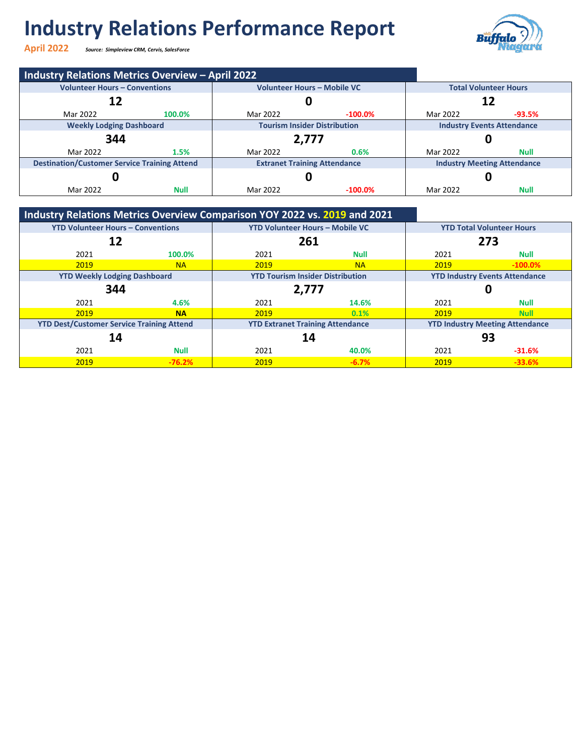# Industry Relations Performance Report

**April 2022** *Source: Simpleview CRM, Cervis, SalesForce*

## Industry Relations Metrics Overview – April 2022

| Metric | Value | Comparison | Change |
|---|---|---|---|
| Volunteer Hours – Conventions | 12 | Mar 2022 | 100.0% |
| Volunteer Hours – Mobile VC | 0 | Mar 2022 | -100.0% |
| Total Volunteer Hours | 12 | Mar 2022 | -93.5% |
| Weekly Lodging Dashboard | 344 | Mar 2022 | 1.5% |
| Tourism Insider Distribution | 2,777 | Mar 2022 | 0.6% |
| Industry Events Attendance | 0 | Mar 2022 | Null |
| Destination/Customer Service Training Attend | 0 | Mar 2022 | Null |
| Extranet Training Attendance | 0 | Mar 2022 | -100.0% |
| Industry Meeting Attendance | 0 | Mar 2022 | Null |

## Industry Relations Metrics Overview Comparison YOY 2022 vs. 2019 and 2021

| Metric | Value | 2021 | 2019 |
|---|---|---|---|
| YTD Volunteer Hours – Conventions | 12 | 100.0% | NA |
| YTD Volunteer Hours – Mobile VC | 261 | Null | NA |
| YTD Total Volunteer Hours | 273 | Null | -100.0% |
| YTD Weekly Lodging Dashboard | 344 | 4.6% | NA |
| YTD Tourism Insider Distribution | 2,777 | 14.6% | 0.1% |
| YTD Industry Events Attendance | 0 | Null | Null |
| YTD Dest/Customer Service Training Attend | 14 | Null | -76.2% |
| YTD Extranet Training Attendance | 14 | 40.0% | -6.7% |
| YTD Industry Meeting Attendance | 93 | -31.6% | -33.6% |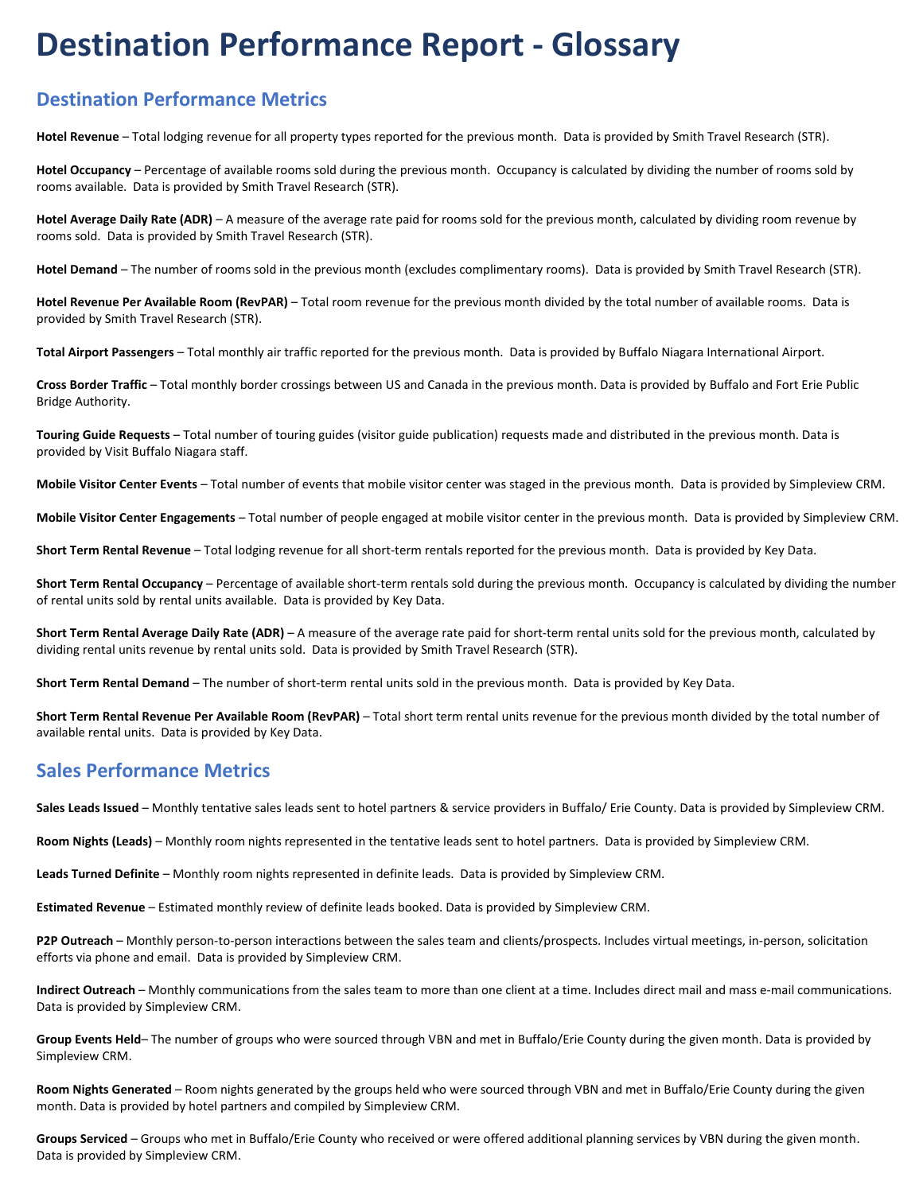# Destination Performance Report - Glossary

## Destination Performance Metrics

**Hotel Revenue** – Total lodging revenue for all property types reported for the previous month. Data is provided by Smith Travel Research (STR).

**Hotel Occupancy** – Percentage of available rooms sold during the previous month. Occupancy is calculated by dividing the number of rooms sold by rooms available. Data is provided by Smith Travel Research (STR).

**Hotel Average Daily Rate (ADR)** – A measure of the average rate paid for rooms sold for the previous month, calculated by dividing room revenue by rooms sold. Data is provided by Smith Travel Research (STR).

**Hotel Demand** – The number of rooms sold in the previous month (excludes complimentary rooms). Data is provided by Smith Travel Research (STR).

**Hotel Revenue Per Available Room (RevPAR)** – Total room revenue for the previous month divided by the total number of available rooms. Data is provided by Smith Travel Research (STR).

**Total Airport Passengers** – Total monthly air traffic reported for the previous month. Data is provided by Buffalo Niagara International Airport.

**Cross Border Traffic** – Total monthly border crossings between US and Canada in the previous month. Data is provided by Buffalo and Fort Erie Public Bridge Authority.

**Touring Guide Requests** – Total number of touring guides (visitor guide publication) requests made and distributed in the previous month. Data is provided by Visit Buffalo Niagara staff.

**Mobile Visitor Center Events** – Total number of events that mobile visitor center was staged in the previous month. Data is provided by Simpleview CRM.

**Mobile Visitor Center Engagements** – Total number of people engaged at mobile visitor center in the previous month. Data is provided by Simpleview CRM.

**Short Term Rental Revenue** – Total lodging revenue for all short-term rentals reported for the previous month. Data is provided by Key Data.

**Short Term Rental Occupancy** – Percentage of available short-term rentals sold during the previous month. Occupancy is calculated by dividing the number of rental units sold by rental units available. Data is provided by Key Data.

**Short Term Rental Average Daily Rate (ADR)** – A measure of the average rate paid for short-term rental units sold for the previous month, calculated by dividing rental units revenue by rental units sold. Data is provided by Smith Travel Research (STR).

**Short Term Rental Demand** – The number of short-term rental units sold in the previous month. Data is provided by Key Data.

**Short Term Rental Revenue Per Available Room (RevPAR)** – Total short term rental units revenue for the previous month divided by the total number of available rental units. Data is provided by Key Data.

## Sales Performance Metrics

**Sales Leads Issued** – Monthly tentative sales leads sent to hotel partners & service providers in Buffalo/ Erie County. Data is provided by Simpleview CRM.

**Room Nights (Leads)** – Monthly room nights represented in the tentative leads sent to hotel partners. Data is provided by Simpleview CRM.

**Leads Turned Definite** – Monthly room nights represented in definite leads. Data is provided by Simpleview CRM.

**Estimated Revenue** – Estimated monthly review of definite leads booked. Data is provided by Simpleview CRM.

**P2P Outreach** – Monthly person-to-person interactions between the sales team and clients/prospects. Includes virtual meetings, in-person, solicitation efforts via phone and email. Data is provided by Simpleview CRM.

**Indirect Outreach** – Monthly communications from the sales team to more than one client at a time. Includes direct mail and mass e-mail communications. Data is provided by Simpleview CRM.

**Group Events Held**– The number of groups who were sourced through VBN and met in Buffalo/Erie County during the given month. Data is provided by Simpleview CRM.

**Room Nights Generated** – Room nights generated by the groups held who were sourced through VBN and met in Buffalo/Erie County during the given month. Data is provided by hotel partners and compiled by Simpleview CRM.

**Groups Serviced** – Groups who met in Buffalo/Erie County who received or were offered additional planning services by VBN during the given month. Data is provided by Simpleview CRM.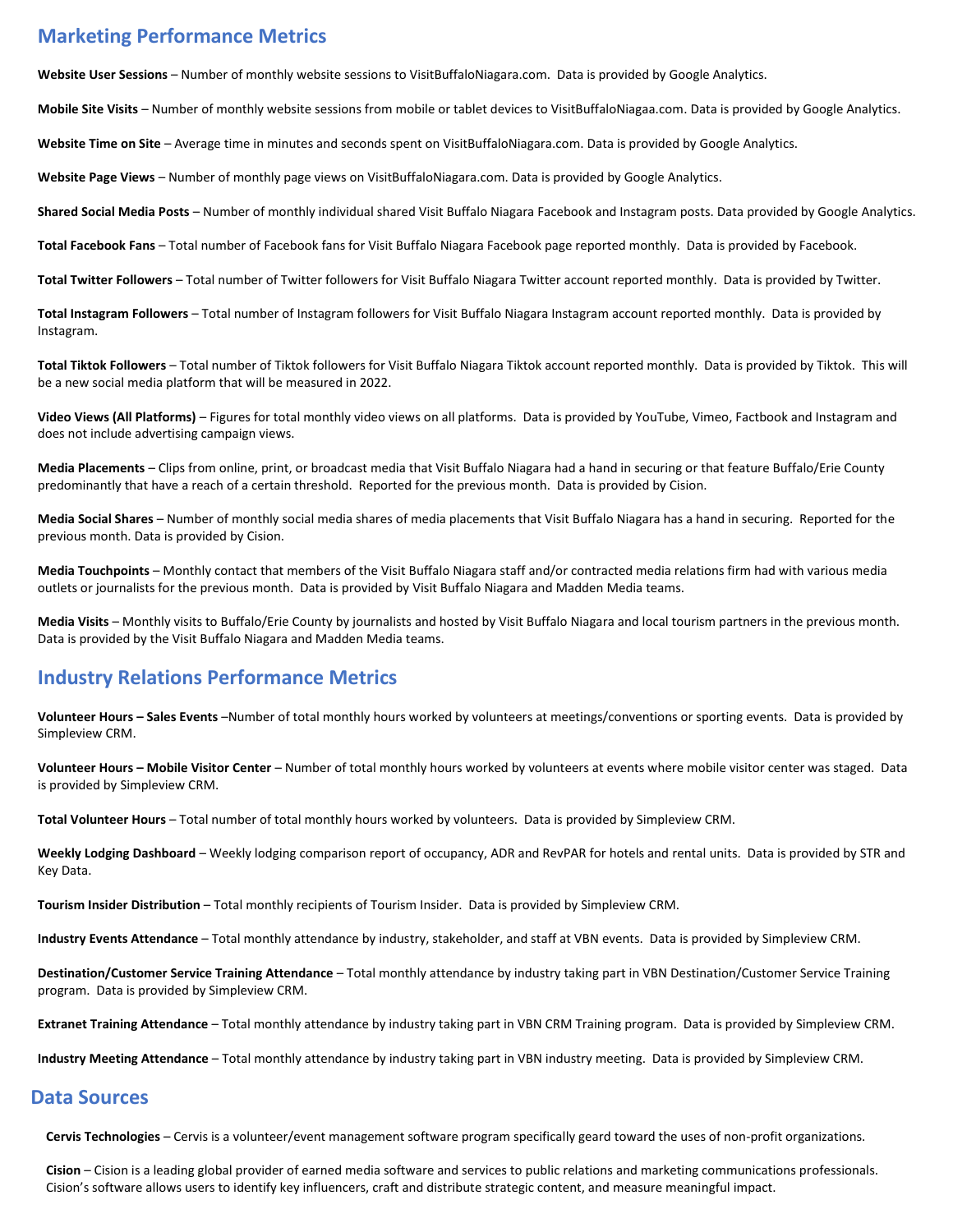## Marketing Performance Metrics

**Website User Sessions** – Number of monthly website sessions to VisitBuffaloNiagara.com. Data is provided by Google Analytics.

**Mobile Site Visits** – Number of monthly website sessions from mobile or tablet devices to VisitBuffaloNiagaa.com. Data is provided by Google Analytics.

**Website Time on Site** – Average time in minutes and seconds spent on VisitBuffaloNiagara.com. Data is provided by Google Analytics.

**Website Page Views** – Number of monthly page views on VisitBuffaloNiagara.com. Data is provided by Google Analytics.

**Shared Social Media Posts** – Number of monthly individual shared Visit Buffalo Niagara Facebook and Instagram posts. Data provided by Google Analytics.

**Total Facebook Fans** – Total number of Facebook fans for Visit Buffalo Niagara Facebook page reported monthly. Data is provided by Facebook.

**Total Twitter Followers** – Total number of Twitter followers for Visit Buffalo Niagara Twitter account reported monthly. Data is provided by Twitter.

**Total Instagram Followers** – Total number of Instagram followers for Visit Buffalo Niagara Instagram account reported monthly. Data is provided by Instagram.

**Total Tiktok Followers** – Total number of Tiktok followers for Visit Buffalo Niagara Tiktok account reported monthly. Data is provided by Tiktok. This will be a new social media platform that will be measured in 2022.

**Video Views (All Platforms)** – Figures for total monthly video views on all platforms. Data is provided by YouTube, Vimeo, Factbook and Instagram and does not include advertising campaign views.

**Media Placements** – Clips from online, print, or broadcast media that Visit Buffalo Niagara had a hand in securing or that feature Buffalo/Erie County predominantly that have a reach of a certain threshold. Reported for the previous month. Data is provided by Cision.

**Media Social Shares** – Number of monthly social media shares of media placements that Visit Buffalo Niagara has a hand in securing. Reported for the previous month. Data is provided by Cision.

**Media Touchpoints** – Monthly contact that members of the Visit Buffalo Niagara staff and/or contracted media relations firm had with various media outlets or journalists for the previous month. Data is provided by Visit Buffalo Niagara and Madden Media teams.

**Media Visits** – Monthly visits to Buffalo/Erie County by journalists and hosted by Visit Buffalo Niagara and local tourism partners in the previous month. Data is provided by the Visit Buffalo Niagara and Madden Media teams.

## Industry Relations Performance Metrics

**Volunteer Hours – Sales Events** –Number of total monthly hours worked by volunteers at meetings/conventions or sporting events. Data is provided by Simpleview CRM.

**Volunteer Hours – Mobile Visitor Center** – Number of total monthly hours worked by volunteers at events where mobile visitor center was staged. Data is provided by Simpleview CRM.

**Total Volunteer Hours** – Total number of total monthly hours worked by volunteers. Data is provided by Simpleview CRM.

**Weekly Lodging Dashboard** – Weekly lodging comparison report of occupancy, ADR and RevPAR for hotels and rental units. Data is provided by STR and Key Data.

**Tourism Insider Distribution** – Total monthly recipients of Tourism Insider. Data is provided by Simpleview CRM.

**Industry Events Attendance** – Total monthly attendance by industry, stakeholder, and staff at VBN events. Data is provided by Simpleview CRM.

**Destination/Customer Service Training Attendance** – Total monthly attendance by industry taking part in VBN Destination/Customer Service Training program. Data is provided by Simpleview CRM.

**Extranet Training Attendance** – Total monthly attendance by industry taking part in VBN CRM Training program. Data is provided by Simpleview CRM.

**Industry Meeting Attendance** – Total monthly attendance by industry taking part in VBN industry meeting. Data is provided by Simpleview CRM.

## Data Sources

**Cervis Technologies** – Cervis is a volunteer/event management software program specifically geard toward the uses of non-profit organizations.

**Cision** – Cision is a leading global provider of earned media software and services to public relations and marketing communications professionals. Cision's software allows users to identify key influencers, craft and distribute strategic content, and measure meaningful impact.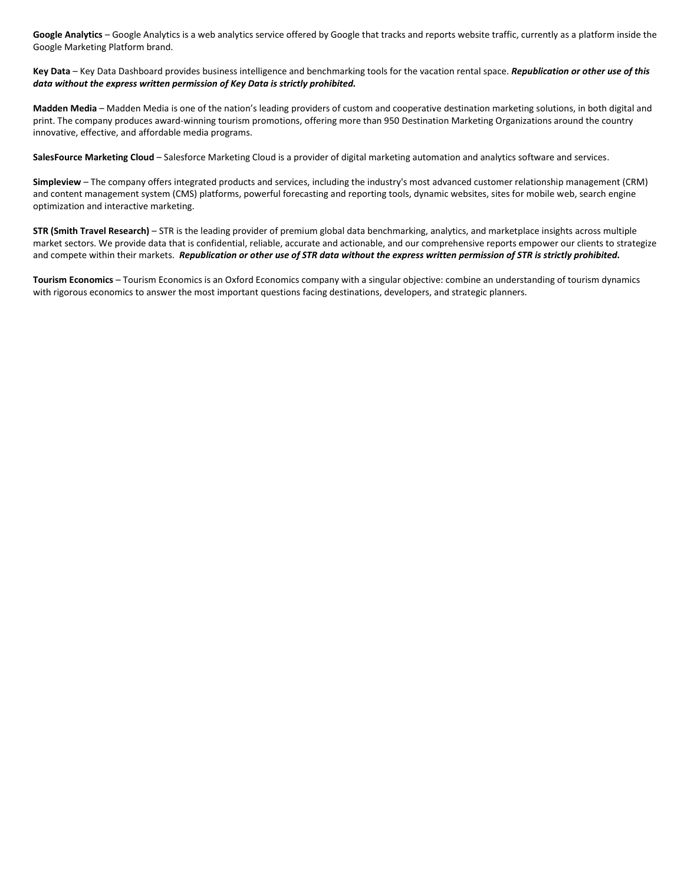**Google Analytics** – Google Analytics is a web analytics service offered by Google that tracks and reports website traffic, currently as a platform inside the Google Marketing Platform brand.

**Key Data** – Key Data Dashboard provides business intelligence and benchmarking tools for the vacation rental space. ***Republication or other use of this data without the express written permission of Key Data is strictly prohibited.***

**Madden Media** – Madden Media is one of the nation's leading providers of custom and cooperative destination marketing solutions, in both digital and print. The company produces award-winning tourism promotions, offering more than 950 Destination Marketing Organizations around the country innovative, effective, and affordable media programs.

**SalesFource Marketing Cloud** – Salesforce Marketing Cloud is a provider of digital marketing automation and analytics software and services.

**Simpleview** – The company offers integrated products and services, including the industry's most advanced customer relationship management (CRM) and content management system (CMS) platforms, powerful forecasting and reporting tools, dynamic websites, sites for mobile web, search engine optimization and interactive marketing.

**STR (Smith Travel Research)** – STR is the leading provider of premium global data benchmarking, analytics, and marketplace insights across multiple market sectors. We provide data that is confidential, reliable, accurate and actionable, and our comprehensive reports empower our clients to strategize and compete within their markets. ***Republication or other use of STR data without the express written permission of STR is strictly prohibited.***

**Tourism Economics** – Tourism Economics is an Oxford Economics company with a singular objective: combine an understanding of tourism dynamics with rigorous economics to answer the most important questions facing destinations, developers, and strategic planners.